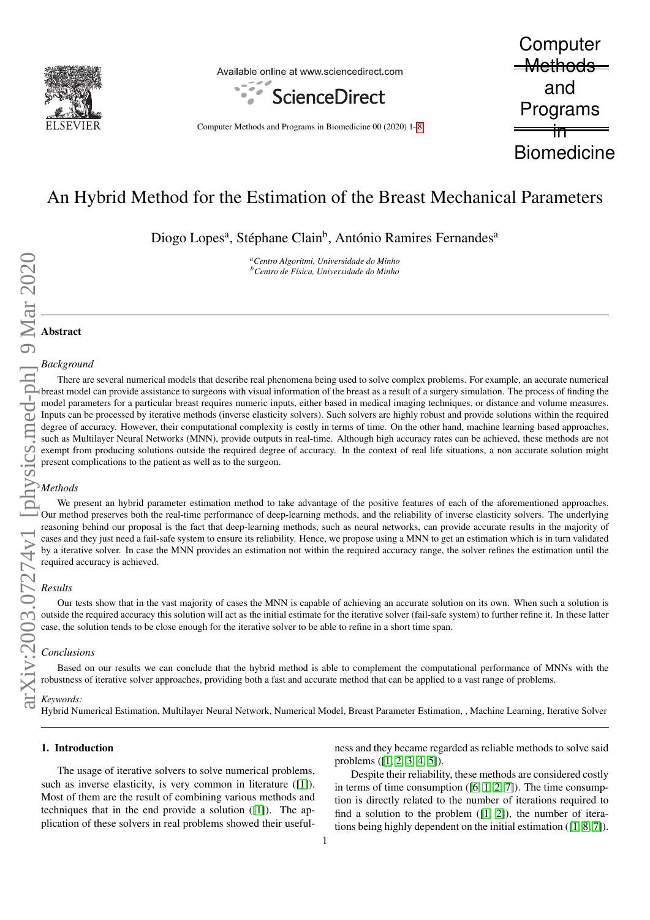# An Hybrid Method for the Estimation of the Breast Mechanical Parameters

Diogo Lopes[a], Stéphane Clain[b], António Ramires Fernandes[a]

[a] *Centro Algoritmi, Universidade do Minho*
[b] *Centro de Física, Universidade do Minho*

## Abstract

### *Background*

There are several numerical models that describe real phenomena being used to solve complex problems. For example, an accurate numerical breast model can provide assistance to surgeons with visual information of the breast as a result of a surgery simulation. The process of finding the model parameters for a particular breast requires numeric inputs, either based in medical imaging techniques, or distance and volume measures. Inputs can be processed by iterative methods (inverse elasticity solvers). Such solvers are highly robust and provide solutions within the required degree of accuracy. However, their computational complexity is costly in terms of time. On the other hand, machine learning based approaches, such as Multilayer Neural Networks (MNN), provide outputs in real-time. Although high accuracy rates can be achieved, these methods are not exempt from producing solutions outside the required degree of accuracy. In the context of real life situations, a non accurate solution might present complications to the patient as well as to the surgeon.

### *Methods*

We present an hybrid parameter estimation method to take advantage of the positive features of each of the aforementioned approaches. Our method preserves both the real-time performance of deep-learning methods, and the reliability of inverse elasticity solvers. The underlying reasoning behind our proposal is the fact that deep-learning methods, such as neural networks, can provide accurate results in the majority of cases and they just need a fail-safe system to ensure its reliability. Hence, we propose using a MNN to get an estimation which is in turn validated by a iterative solver. In case the MNN provides an estimation not within the required accuracy range, the solver refines the estimation until the required accuracy is achieved.

### *Results*

Our tests show that in the vast majority of cases the MNN is capable of achieving an accurate solution on its own. When such a solution is outside the required accuracy this solution will act as the initial estimate for the iterative solver (fail-safe system) to further refine it. In these latter case, the solution tends to be close enough for the iterative solver to be able to refine in a short time span.

### *Conclusions*

Based on our results we can conclude that the hybrid method is able to complement the computational performance of MNNs with the robustness of iterative solver approaches, providing both a fast and accurate method that can be applied to a vast range of problems.

*Keywords:*
Hybrid Numerical Estimation, Multilayer Neural Network, Numerical Model, Breast Parameter Estimation, , Machine Learning, Iterative Solver

## 1. Introduction

The usage of iterative solvers to solve numerical problems, such as inverse elasticity, is very common in literature ([1]). Most of them are the result of combining various methods and techniques that in the end provide a solution ([1]). The application of these solvers in real problems showed their usefulness and they became regarded as reliable methods to solve said problems ([1, 2, 3, 4, 5]).

Despite their reliability, these methods are considered costly in terms of time consumption ([6, 1, 2, 7]). The time consumption is directly related to the number of iterations required to find a solution to the problem ([1, 2]), the number of iterations being highly dependent on the initial estimation ([1, 8, 7]).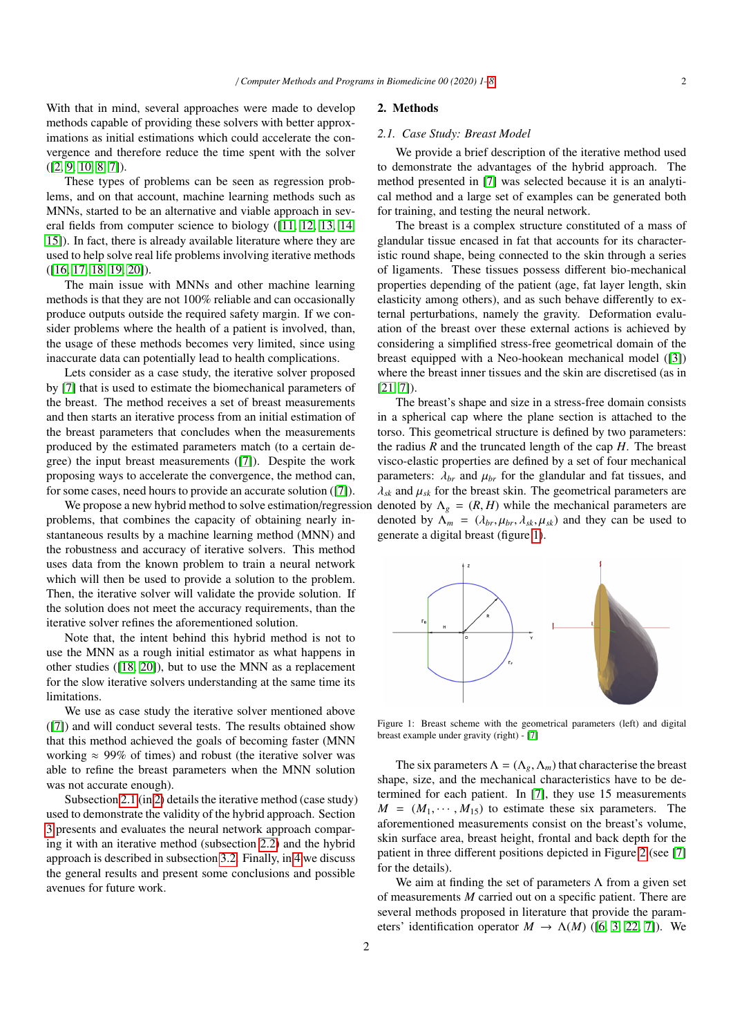With that in mind, several approaches were made to develop methods capable of providing these solvers with better approximations as initial estimations which could accelerate the convergence and therefore reduce the time spent with the solver ([2, 9, 10, 8, 7]).

These types of problems can be seen as regression problems, and on that account, machine learning methods such as MNNs, started to be an alternative and viable approach in several fields from computer science to biology ([11, 12, 13, 14, 15]). In fact, there is already available literature where they are used to help solve real life problems involving iterative methods ([16, 17, 18, 19, 20]).

The main issue with MNNs and other machine learning methods is that they are not 100% reliable and can occasionally produce outputs outside the required safety margin. If we consider problems where the health of a patient is involved, than, the usage of these methods becomes very limited, since using inaccurate data can potentially lead to health complications.

Lets consider as a case study, the iterative solver proposed by [7] that is used to estimate the biomechanical parameters of the breast. The method receives a set of breast measurements and then starts an iterative process from an initial estimation of the breast parameters that concludes when the measurements produced by the estimated parameters match (to a certain degree) the input breast measurements ([7]). Despite the work proposing ways to accelerate the convergence, the method can, for some cases, need hours to provide an accurate solution ([7]).

We propose a new hybrid method to solve estimation/regression problems, that combines the capacity of obtaining nearly instantaneous results by a machine learning method (MNN) and the robustness and accuracy of iterative solvers. This method uses data from the known problem to train a neural network which will then be used to provide a solution to the problem. Then, the iterative solver will validate the provide solution. If the solution does not meet the accuracy requirements, than the iterative solver refines the aforementioned solution.

Note that, the intent behind this hybrid method is not to use the MNN as a rough initial estimator as what happens in other studies ([18, 20]), but to use the MNN as a replacement for the slow iterative solvers understanding at the same time its limitations.

We use as case study the iterative solver mentioned above ([7]) and will conduct several tests. The results obtained show that this method achieved the goals of becoming faster (MNN working $\approx$ 99% of times) and robust (the iterative solver was able to refine the breast parameters when the MNN solution was not accurate enough).

Subsection 2.1 (in 2) details the iterative method (case study) used to demonstrate the validity of the hybrid approach. Section 3 presents and evaluates the neural network approach comparing it with an iterative method (subsection 2.2) and the hybrid approach is described in subsection 3.2. Finally, in 4 we discuss the general results and present some conclusions and possible avenues for future work.

## 2. Methods

### 2.1. Case Study: Breast Model

We provide a brief description of the iterative method used to demonstrate the advantages of the hybrid approach. The method presented in [7] was selected because it is an analytical method and a large set of examples can be generated both for training, and testing the neural network.

The breast is a complex structure constituted of a mass of glandular tissue encased in fat that accounts for its characteristic round shape, being connected to the skin through a series of ligaments. These tissues possess different bio-mechanical properties depending of the patient (age, fat layer length, skin elasticity among others), and as such behave differently to external perturbations, namely the gravity. Deformation evaluation of the breast over these external actions is achieved by considering a simplified stress-free geometrical domain of the breast equipped with a Neo-hookean mechanical model ([3]) where the breast inner tissues and the skin are discretised (as in [21, 7]).

The breast's shape and size in a stress-free domain consists in a spherical cap where the plane section is attached to the torso. This geometrical structure is defined by two parameters: the radius $R$ and the truncated length of the cap $H$. The breast visco-elastic properties are defined by a set of four mechanical parameters: $\lambda_{br}$ and $\mu_{br}$ for the glandular and fat tissues, and $\lambda_{sk}$ and $\mu_{sk}$ for the breast skin. The geometrical parameters are denoted by $\Lambda_g = (R, H)$ while the mechanical parameters are denoted by $\Lambda_m = (\lambda_{br}, \mu_{br}, \lambda_{sk}, \mu_{sk})$ and they can be used to generate a digital breast (figure 1).

Figure 1: Breast scheme with the geometrical parameters (left) and digital breast example under gravity (right) - [7]

The six parameters $\Lambda = (\Lambda_g, \Lambda_m)$ that characterise the breast shape, size, and the mechanical characteristics have to be determined for each patient. In [7], they use 15 measurements $M = (M_1, \cdots, M_{15})$ to estimate these six parameters. The aforementioned measurements consist on the breast's volume, skin surface area, breast height, frontal and back depth for the patient in three different positions depicted in Figure 2 (see [7] for the details).

We aim at finding the set of parameters $\Lambda$ from a given set of measurements $M$ carried out on a specific patient. There are several methods proposed in literature that provide the parameters' identification operator $M \to \Lambda(M)$ ([6, 3, 22, 7]). We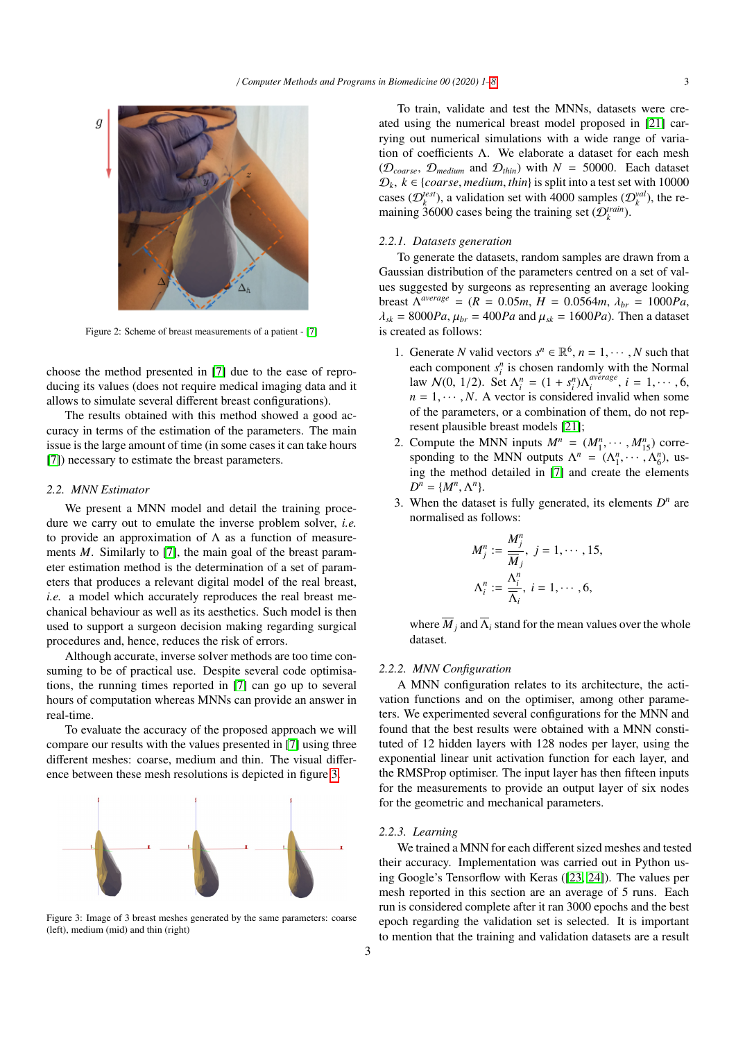Figure 2: Scheme of breast measurements of a patient - [7]

choose the method presented in [7] due to the ease of reproducing its values (does not require medical imaging data and it allows to simulate several different breast configurations).

The results obtained with this method showed a good accuracy in terms of the estimation of the parameters. The main issue is the large amount of time (in some cases it can take hours [7]) necessary to estimate the breast parameters.

### 2.2. MNN Estimator

We present a MNN model and detail the training procedure we carry out to emulate the inverse problem solver, *i.e.* to provide an approximation of $\Lambda$ as a function of measurements $M$. Similarly to [7], the main goal of the breast parameter estimation method is the determination of a set of parameters that produces a relevant digital model of the real breast, *i.e.* a model which accurately reproduces the real breast mechanical behaviour as well as its aesthetics. Such model is then used to support a surgeon decision making regarding surgical procedures and, hence, reduces the risk of errors.

Although accurate, inverse solver methods are too time consuming to be of practical use. Despite several code optimisations, the running times reported in [7] can go up to several hours of computation whereas MNNs can provide an answer in real-time.

To evaluate the accuracy of the proposed approach we will compare our results with the values presented in [7] using three different meshes: coarse, medium and thin. The visual difference between these mesh resolutions is depicted in figure 3.

Figure 3: Image of 3 breast meshes generated by the same parameters: coarse (left), medium (mid) and thin (right)

To train, validate and test the MNNs, datasets were created using the numerical breast model proposed in [21] carrying out numerical simulations with a wide range of variation of coefficients $\Lambda$. We elaborate a dataset for each mesh ($\mathcal{D}_{coarse}$, $\mathcal{D}_{medium}$ and $\mathcal{D}_{thin}$) with $N = 50000$. Each dataset $\mathcal{D}_k$, $k \in \{coarse, medium, thin\}$ is split into a test set with 10000 cases ($\mathcal{D}_k^{test}$), a validation set with 4000 samples ($\mathcal{D}_k^{val}$), the remaining 36000 cases being the training set ($\mathcal{D}_k^{train}$).

#### 2.2.1. Datasets generation

To generate the datasets, random samples are drawn from a Gaussian distribution of the parameters centred on a set of values suggested by surgeons as representing an average looking breast $\Lambda^{average} = (R = 0.05m,\ H = 0.0564m,\ \lambda_{br} = 1000Pa,\ \lambda_{sk} = 8000Pa,\ \mu_{br} = 400Pa$ and $\mu_{sk} = 1600Pa)$. Then a dataset is created as follows:

1. Generate $N$ valid vectors $s^n \in \mathbb{R}^6$, $n = 1, \cdots, N$ such that each component $s_i^n$ is chosen randomly with the Normal law $\mathcal{N}(0, 1/2)$. Set $\Lambda_i^n = (1 + s_i^n)\Lambda_i^{average}$, $i = 1, \cdots, 6$, $n = 1, \cdots, N$. A vector is considered invalid when some of the parameters, or a combination of them, do not represent plausible breast models [21];
2. Compute the MNN inputs $M^n = (M_1^n, \cdots, M_{15}^n)$ corresponding to the MNN outputs $\Lambda^n = (\Lambda_1^n, \cdots, \Lambda_6^n)$, using the method detailed in [7] and create the elements $D^n = \{M^n, \Lambda^n\}$.
3. When the dataset is fully generated, its elements $D^n$ are normalised as follows:

$$M_j^n := \frac{M_j^n}{\overline{M}_j},\ j = 1, \cdots, 15,$$

$$\Lambda_i^n := \frac{\Lambda_i^n}{\overline{\Lambda}_i},\ i = 1, \cdots, 6,$$

where $\overline{M}_j$ and $\overline{\Lambda}_i$ stand for the mean values over the whole dataset.

#### 2.2.2. MNN Configuration

A MNN configuration relates to its architecture, the activation functions and on the optimiser, among other parameters. We experimented several configurations for the MNN and found that the best results were obtained with a MNN constituted of 12 hidden layers with 128 nodes per layer, using the exponential linear unit activation function for each layer, and the RMSProp optimiser. The input layer has then fifteen inputs for the measurements to provide an output layer of six nodes for the geometric and mechanical parameters.

#### 2.2.3. Learning

We trained a MNN for each different sized meshes and tested their accuracy. Implementation was carried out in Python using Google's Tensorflow with Keras ([23, 24]). The values per mesh reported in this section are an average of 5 runs. Each run is considered complete after it ran 3000 epochs and the best epoch regarding the validation set is selected. It is important to mention that the training and validation datasets are a result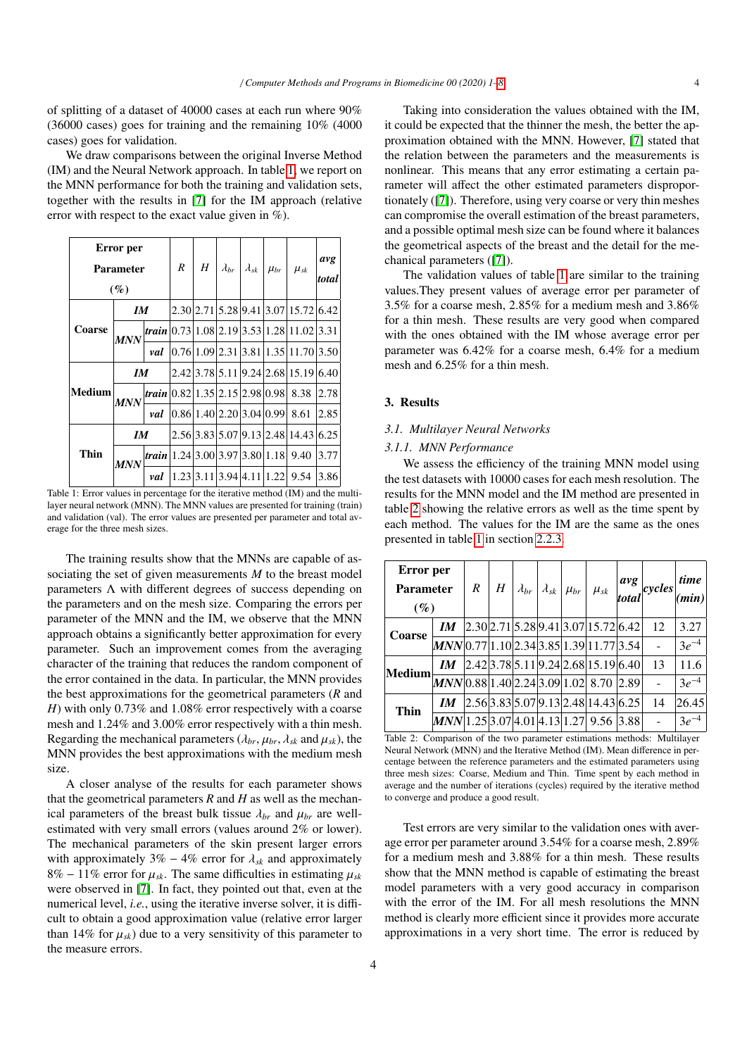of splitting of a dataset of 40000 cases at each run where 90% (36000 cases) goes for training and the remaining 10% (4000 cases) goes for validation.

We draw comparisons between the original Inverse Method (IM) and the Neural Network approach. In table 1, we report on the MNN performance for both the training and validation sets, together with the results in [7] for the IM approach (relative error with respect to the exact value given in %).

| Error per Parameter (%) | | | $R$ | $H$ | $\lambda_{br}$ | $\lambda_{sk}$ | $\mu_{br}$ | $\mu_{sk}$ | *avg total* |
|---|---|---|---|---|---|---|---|---|---|
| **Coarse** | ***IM*** | | 2.30 | 2.71 | 5.28 | 9.41 | 3.07 | 15.72 | 6.42 |
| | ***MNN*** | ***train*** | 0.73 | 1.08 | 2.19 | 3.53 | 1.28 | 11.02 | 3.31 |
| | | ***val*** | 0.76 | 1.09 | 2.31 | 3.81 | 1.35 | 11.70 | 3.50 |
| **Medium** | ***IM*** | | 2.42 | 3.78 | 5.11 | 9.24 | 2.68 | 15.19 | 6.40 |
| | ***MNN*** | ***train*** | 0.82 | 1.35 | 2.15 | 2.98 | 0.98 | 8.38 | 2.78 |
| | | ***val*** | 0.86 | 1.40 | 2.20 | 3.04 | 0.99 | 8.61 | 2.85 |
| **Thin** | ***IM*** | | 2.56 | 3.83 | 5.07 | 9.13 | 2.48 | 14.43 | 6.25 |
| | ***MNN*** | ***train*** | 1.24 | 3.00 | 3.97 | 3.80 | 1.18 | 9.40 | 3.77 |
| | | ***val*** | 1.23 | 3.11 | 3.94 | 4.11 | 1.22 | 9.54 | 3.86 |

Table 1: Error values in percentage for the iterative method (IM) and the multilayer neural network (MNN). The MNN values are presented for training (train) and validation (val). The error values are presented per parameter and total average for the three mesh sizes.

The training results show that the MNNs are capable of associating the set of given measurements $M$ to the breast model parameters $\Lambda$ with different degrees of success depending on the parameters and on the mesh size. Comparing the errors per parameter of the MNN and the IM, we observe that the MNN approach obtains a significantly better approximation for every parameter. Such an improvement comes from the averaging character of the training that reduces the random component of the error contained in the data. In particular, the MNN provides the best approximations for the geometrical parameters ($R$ and $H$) with only 0.73% and 1.08% error respectively with a coarse mesh and 1.24% and 3.00% error respectively with a thin mesh. Regarding the mechanical parameters ($\lambda_{br}$, $\mu_{br}$, $\lambda_{sk}$ and $\mu_{sk}$), the MNN provides the best approximations with the medium mesh size.

A closer analyse of the results for each parameter shows that the geometrical parameters $R$ and $H$ as well as the mechanical parameters of the breast bulk tissue $\lambda_{br}$ and $\mu_{br}$ are well-estimated with very small errors (values around 2% or lower). The mechanical parameters of the skin present larger errors with approximately 3% – 4% error for $\lambda_{sk}$ and approximately 8% – 11% error for $\mu_{sk}$. The same difficulties in estimating $\mu_{sk}$ were observed in [7]. In fact, they pointed out that, even at the numerical level, *i.e.*, using the iterative inverse solver, it is difficult to obtain a good approximation value (relative error larger than 14% for $\mu_{sk}$) due to a very sensitivity of this parameter to the measure errors.

Taking into consideration the values obtained with the IM, it could be expected that the thinner the mesh, the better the approximation obtained with the MNN. However, [7] stated that the relation between the parameters and the measurements is nonlinear. This means that any error estimating a certain parameter will affect the other estimated parameters disproportionately ([7]). Therefore, using very coarse or very thin meshes can compromise the overall estimation of the breast parameters, and a possible optimal mesh size can be found where it balances the geometrical aspects of the breast and the detail for the mechanical parameters ([7]).

The validation values of table 1 are similar to the training values.They present values of average error per parameter of 3.5% for a coarse mesh, 2.85% for a medium mesh and 3.86% for a thin mesh. These results are very good when compared with the ones obtained with the IM whose average error per parameter was 6.42% for a coarse mesh, 6.4% for a medium mesh and 6.25% for a thin mesh.

## 3. Results

### 3.1. Multilayer Neural Networks

#### 3.1.1. MNN Performance

We assess the efficiency of the training MNN model using the test datasets with 10000 cases for each mesh resolution. The results for the MNN model and the IM method are presented in table 2 showing the relative errors as well as the time spent by each method. The values for the IM are the same as the ones presented in table 1 in section 2.2.3.

| Error per Parameter (%) | | $R$ | $H$ | $\lambda_{br}$ | $\lambda_{sk}$ | $\mu_{br}$ | $\mu_{sk}$ | *avg total* | *cycles* | *time (min)* |
|---|---|---|---|---|---|---|---|---|---|---|
| **Coarse** | ***IM*** | 2.30 | 2.71 | 5.28 | 9.41 | 3.07 | 15.72 | 6.42 | 12 | 3.27 |
| | ***MNN*** | 0.77 | 1.10 | 2.34 | 3.85 | 1.39 | 11.77 | 3.54 | - | $3e^{-4}$ |
| **Medium** | ***IM*** | 2.42 | 3.78 | 5.11 | 9.24 | 2.68 | 15.19 | 6.40 | 13 | 11.6 |
| | ***MNN*** | 0.88 | 1.40 | 2.24 | 3.09 | 1.02 | 8.70 | 2.89 | - | $3e^{-4}$ |
| **Thin** | ***IM*** | 2.56 | 3.83 | 5.07 | 9.13 | 2.48 | 14.43 | 6.25 | 14 | 26.45 |
| | ***MNN*** | 1.25 | 3.07 | 4.01 | 4.13 | 1.27 | 9.56 | 3.88 | - | $3e^{-4}$ |

Table 2: Comparison of the two parameter estimations methods: Multilayer Neural Network (MNN) and the Iterative Method (IM). Mean difference in percentage between the reference parameters and the estimated parameters using three mesh sizes: Coarse, Medium and Thin. Time spent by each method in average and the number of iterations (cycles) required by the iterative method to converge and produce a good result.

Test errors are very similar to the validation ones with average error per parameter around 3.54% for a coarse mesh, 2.89% for a medium mesh and 3.88% for a thin mesh. These results show that the MNN method is capable of estimating the breast model parameters with a very good accuracy in comparison with the error of the IM. For all mesh resolutions the MNN method is clearly more efficient since it provides more accurate approximations in a very short time. The error is reduced by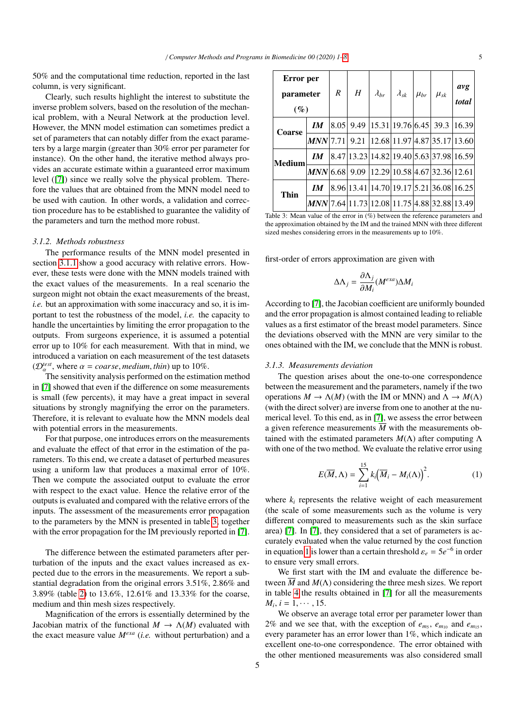50% and the computational time reduction, reported in the last column, is very significant.

Clearly, such results highlight the interest to substitute the inverse problem solvers, based on the resolution of the mechanical problem, with a Neural Network at the production level. However, the MNN model estimation can sometimes predict a set of parameters that can notably differ from the exact parameters by a large margin (greater than 30% error per parameter for instance). On the other hand, the iterative method always provides an accurate estimate within a guaranteed error maximum level ([7]) since we really solve the physical problem. Therefore the values that are obtained from the MNN model need to be used with caution. In other words, a validation and correction procedure has to be established to guarantee the validity of the parameters and turn the method more robust.

#### *3.1.2. Methods robustness*

The performance results of the MNN model presented in section 3.1.1 show a good accuracy with relative errors. However, these tests were done with the MNN models trained with the exact values of the measurements. In a real scenario the surgeon might not obtain the exact measurements of the breast, *i.e.* but an approximation with some inaccuracy and so, it is important to test the robustness of the model, *i.e.* the capacity to handle the uncertainties by limiting the error propagation to the outputs. From surgeons experience, it is assumed a potential error up to 10% for each measurement. With that in mind, we introduced a variation on each measurement of the test datasets ($\mathcal{D}_{\alpha}^{test}$, where $\alpha = coarse, medium, thin$) up to 10%.

The sensitivity analysis performed on the estimation method in [7] showed that even if the difference on some measurements is small (few percents), it may have a great impact in several situations by strongly magnifying the error on the parameters. Therefore, it is relevant to evaluate how the MNN models deal with potential errors in the measurements.

For that purpose, one introduces errors on the measurements and evaluate the effect of that error in the estimation of the parameters. To this end, we create a dataset of perturbed measures using a uniform law that produces a maximal error of 10%. Then we compute the associated output to evaluate the error with respect to the exact value. Hence the relative error of the outputs is evaluated and compared with the relative errors of the inputs. The assessment of the measurements error propagation to the parameters by the MNN is presented in table 3, together with the error propagation for the IM previously reported in [7].

The difference between the estimated parameters after perturbation of the inputs and the exact values increased as expected due to the errors in the measurements. We report a substantial degradation from the original errors 3.51%, 2.86% and 3.89% (table 2) to 13.6%, 12.61% and 13.33% for the coarse, medium and thin mesh sizes respectively.

Magnification of the errors is essentially determined by the Jacobian matrix of the functional $M \to \Lambda(M)$ evaluated with the exact measure value $M^{exa}$ (*i.e.* without perturbation) and a first-order of errors approximation are given with

$$\Delta\Lambda_j = \frac{\partial \Lambda_j}{\partial M_i}(M^{exa})\Delta M_i$$

According to [7], the Jacobian coefficient are uniformly bounded and the error propagation is almost contained leading to reliable values as a first estimator of the breast model parameters. Since the deviations observed with the MNN are very similar to the ones obtained with the IM, we conclude that the MNN is robust.

| **Error per parameter (%)** | | $R$ | $H$ | $\lambda_{br}$ | $\lambda_{sk}$ | $\mu_{br}$ | $\mu_{sk}$ | ***avg total*** |
|---|---|---|---|---|---|---|---|---|
| **Coarse** | ***IM*** | 8.05 | 9.49 | 15.31 | 19.76 | 6.45 | 39.3 | 16.39 |
| | ***MNN*** | 7.71 | 9.21 | 12.68 | 11.97 | 4.87 | 35.17 | 13.60 |
| **Medium** | ***IM*** | 8.47 | 13.23 | 14.82 | 19.40 | 5.63 | 37.98 | 16.59 |
| | ***MNN*** | 6.68 | 9.09 | 12.29 | 10.58 | 4.67 | 32.36 | 12.61 |
| **Thin** | ***IM*** | 8.96 | 13.41 | 14.70 | 19.17 | 5.21 | 36.08 | 16.25 |
| | ***MNN*** | 7.64 | 11.73 | 12.08 | 11.75 | 4.88 | 32.88 | 13.49 |

Table 3: Mean value of the error in (%) between the reference parameters and the approximation obtained by the IM and the trained MNN with three different sized meshes considering errors in the measurements up to 10%.

#### *3.1.3. Measurements deviation*

The question arises about the one-to-one correspondence between the measurement and the parameters, namely if the two operations $M \to \Lambda(M)$ (with the IM or MNN) and $\Lambda \to M(\Lambda)$ (with the direct solver) are inverse from one to another at the numerical level. To this end, as in [7], we assess the error between a given reference measurements $\overline{M}$ with the measurements obtained with the estimated parameters $M(\Lambda)$ after computing $\Lambda$ with one of the two method. We evaluate the relative error using

$$E(\overline{M}, \Lambda) = \sum_{i=1}^{15} k_i \Big(\overline{M}_i - M_i(\Lambda)\Big)^2. \tag{1}$$

where $k_i$ represents the relative weight of each measurement (the scale of some measurements such as the volume is very different compared to measurements such as the skin surface area) [7]. In [7], they considered that a set of parameters is accurately evaluated when the value returned by the cost function in equation 1 is lower than a certain threshold $\varepsilon_e = 5e^{-6}$ in order to ensure very small errors.

We first start with the IM and evaluate the difference between $\overline{M}$ and $M(\Lambda)$ considering the three mesh sizes. We report in table 4 the results obtained in [7] for all the measurements $M_i, i = 1, \cdots, 15$.

We observe an average total error per parameter lower than 2% and we see that, with the exception of $e_{m_5}$, $e_{m_{10}}$ and $e_{m_{15}}$, every parameter has an error lower than 1%, which indicate an excellent one-to-one correspondence. The error obtained with the other mentioned measurements was also considered small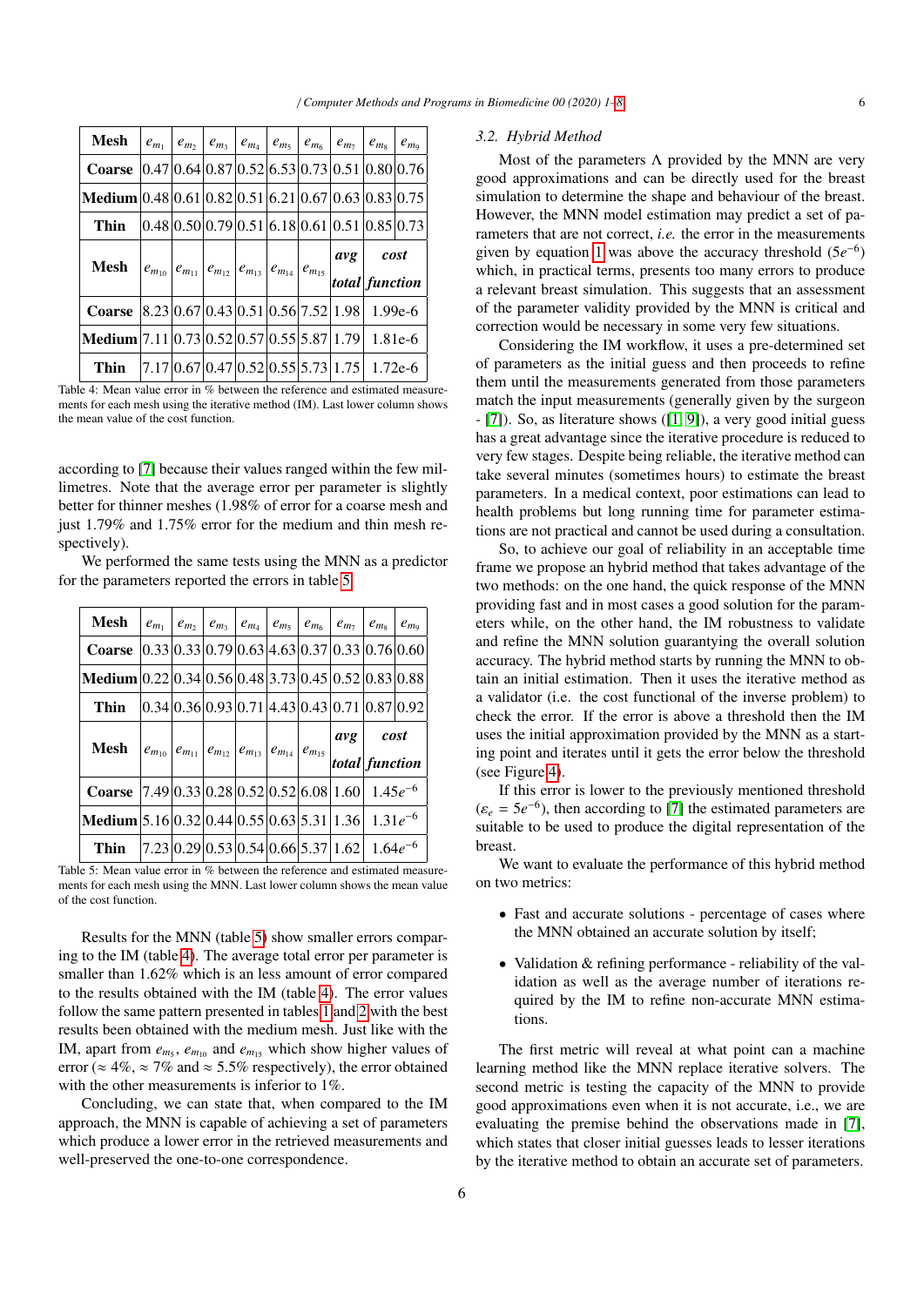| Mesh | $e_{m_1}$ | $e_{m_2}$ | $e_{m_3}$ | $e_{m_4}$ | $e_{m_5}$ | $e_{m_6}$ | $e_{m_7}$ | $e_{m_8}$ | $e_{m_9}$ |
|---|---|---|---|---|---|---|---|---|---|
| **Coarse** | 0.47 | 0.64 | 0.87 | 0.52 | 6.53 | 0.73 | 0.51 | 0.80 | 0.76 |
| **Medium** | 0.48 | 0.61 | 0.82 | 0.51 | 6.21 | 0.67 | 0.63 | 0.83 | 0.75 |
| **Thin** | 0.48 | 0.50 | 0.79 | 0.51 | 6.18 | 0.61 | 0.51 | 0.85 | 0.73 |
| **Mesh** | $e_{m_{10}}$ | $e_{m_{11}}$ | $e_{m_{12}}$ | $e_{m_{13}}$ | $e_{m_{14}}$ | $e_{m_{15}}$ | ***avg total*** | ***cost function*** | |
| **Coarse** | 8.23 | 0.67 | 0.43 | 0.51 | 0.56 | 7.52 | 1.98 | 1.99e-6 | |
| **Medium** | 7.11 | 0.73 | 0.52 | 0.57 | 0.55 | 5.87 | 1.79 | 1.81e-6 | |
| **Thin** | 7.17 | 0.67 | 0.47 | 0.52 | 0.55 | 5.73 | 1.75 | 1.72e-6 | |

Table 4: Mean value error in % between the reference and estimated measurements for each mesh using the iterative method (IM). Last lower column shows the mean value of the cost function.

according to [7] because their values ranged within the few millimetres. Note that the average error per parameter is slightly better for thinner meshes (1.98% of error for a coarse mesh and just 1.79% and 1.75% error for the medium and thin mesh respectively).

We performed the same tests using the MNN as a predictor for the parameters reported the errors in table 5.

| Mesh | $e_{m_1}$ | $e_{m_2}$ | $e_{m_3}$ | $e_{m_4}$ | $e_{m_5}$ | $e_{m_6}$ | $e_{m_7}$ | $e_{m_8}$ | $e_{m_9}$ |
|---|---|---|---|---|---|---|---|---|---|
| **Coarse** | 0.33 | 0.33 | 0.79 | 0.63 | 4.63 | 0.37 | 0.33 | 0.76 | 0.60 |
| **Medium** | 0.22 | 0.34 | 0.56 | 0.48 | 3.73 | 0.45 | 0.52 | 0.83 | 0.88 |
| **Thin** | 0.34 | 0.36 | 0.93 | 0.71 | 4.43 | 0.43 | 0.71 | 0.87 | 0.92 |
| **Mesh** | $e_{m_{10}}$ | $e_{m_{11}}$ | $e_{m_{12}}$ | $e_{m_{13}}$ | $e_{m_{14}}$ | $e_{m_{15}}$ | ***avg total*** | ***cost function*** | |
| **Coarse** | 7.49 | 0.33 | 0.28 | 0.52 | 0.52 | 6.08 | 1.60 | $1.45e^{-6}$ | |
| **Medium** | 5.16 | 0.32 | 0.44 | 0.55 | 0.63 | 5.31 | 1.36 | $1.31e^{-6}$ | |
| **Thin** | 7.23 | 0.29 | 0.53 | 0.54 | 0.66 | 5.37 | 1.62 | $1.64e^{-6}$ | |

Table 5: Mean value error in % between the reference and estimated measurements for each mesh using the MNN. Last lower column shows the mean value of the cost function.

Results for the MNN (table 5) show smaller errors comparing to the IM (table 4). The average total error per parameter is smaller than 1.62% which is an less amount of error compared to the results obtained with the IM (table 4). The error values follow the same pattern presented in tables 1 and 2 with the best results been obtained with the medium mesh. Just like with the IM, apart from $e_{m_5}$, $e_{m_{10}}$ and $e_{m_{15}}$ which show higher values of error ($\approx 4\%$, $\approx 7\%$ and $\approx 5.5\%$ respectively), the error obtained with the other measurements is inferior to 1%.

Concluding, we can state that, when compared to the IM approach, the MNN is capable of achieving a set of parameters which produce a lower error in the retrieved measurements and well-preserved the one-to-one correspondence.

### 3.2. Hybrid Method

Most of the parameters $\Lambda$ provided by the MNN are very good approximations and can be directly used for the breast simulation to determine the shape and behaviour of the breast. However, the MNN model estimation may predict a set of parameters that are not correct, *i.e.* the error in the measurements given by equation 1 was above the accuracy threshold ($5e^{-6}$) which, in practical terms, presents too many errors to produce a relevant breast simulation. This suggests that an assessment of the parameter validity provided by the MNN is critical and correction would be necessary in some very few situations.

Considering the IM workflow, it uses a pre-determined set of parameters as the initial guess and then proceeds to refine them until the measurements generated from those parameters match the input measurements (generally given by the surgeon - [7]). So, as literature shows ([1, 9]), a very good initial guess has a great advantage since the iterative procedure is reduced to very few stages. Despite being reliable, the iterative method can take several minutes (sometimes hours) to estimate the breast parameters. In a medical context, poor estimations can lead to health problems but long running time for parameter estimations are not practical and cannot be used during a consultation.

So, to achieve our goal of reliability in an acceptable time frame we propose an hybrid method that takes advantage of the two methods: on the one hand, the quick response of the MNN providing fast and in most cases a good solution for the parameters while, on the other hand, the IM robustness to validate and refine the MNN solution guarantying the overall solution accuracy. The hybrid method starts by running the MNN to obtain an initial estimation. Then it uses the iterative method as a validator (i.e. the cost functional of the inverse problem) to check the error. If the error is above a threshold then the IM uses the initial approximation provided by the MNN as a starting point and iterates until it gets the error below the threshold (see Figure 4).

If this error is lower to the previously mentioned threshold ($\varepsilon_e = 5e^{-6}$), then according to [7] the estimated parameters are suitable to be used to produce the digital representation of the breast.

We want to evaluate the performance of this hybrid method on two metrics:

- Fast and accurate solutions - percentage of cases where the MNN obtained an accurate solution by itself;
- Validation & refining performance - reliability of the validation as well as the average number of iterations required by the IM to refine non-accurate MNN estimations.

The first metric will reveal at what point can a machine learning method like the MNN replace iterative solvers. The second metric is testing the capacity of the MNN to provide good approximations even when it is not accurate, i.e., we are evaluating the premise behind the observations made in [7], which states that closer initial guesses leads to lesser iterations by the iterative method to obtain an accurate set of parameters.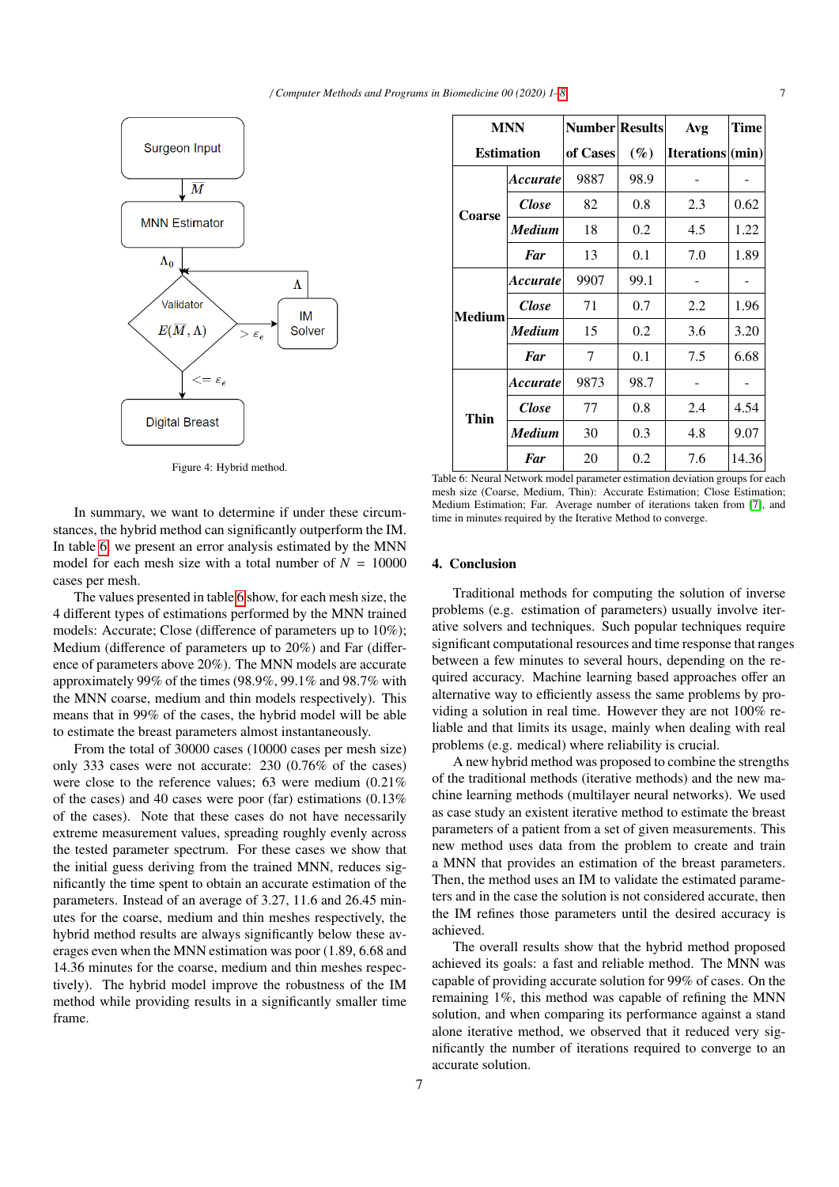Surgeon Input

$\bar{M}$

MNN Estimator

$\Lambda_0$

Validator $E(\bar{M}, \Lambda)$

$> \varepsilon_e$

IM Solver

$\Lambda$

$<= \varepsilon_e$

Digital Breast

Figure 4: Hybrid method.

In summary, we want to determine if under these circumstances, the hybrid method can significantly outperform the IM. In table 6, we present an error analysis estimated by the MNN model for each mesh size with a total number of $N = 10000$ cases per mesh.

The values presented in table 6 show, for each mesh size, the 4 different types of estimations performed by the MNN trained models: Accurate; Close (difference of parameters up to 10%); Medium (difference of parameters up to 20%) and Far (difference of parameters above 20%). The MNN models are accurate approximately 99% of the times (98.9%, 99.1% and 98.7% with the MNN coarse, medium and thin models respectively). This means that in 99% of the cases, the hybrid model will be able to estimate the breast parameters almost instantaneously.

From the total of 30000 cases (10000 cases per mesh size) only 333 cases were not accurate: 230 (0.76% of the cases) were close to the reference values; 63 were medium (0.21% of the cases) and 40 cases were poor (far) estimations (0.13% of the cases). Note that these cases do not have necessarily extreme measurement values, spreading roughly evenly across the tested parameter spectrum. For these cases we show that the initial guess deriving from the trained MNN, reduces significantly the time spent to obtain an accurate estimation of the parameters. Instead of an average of 3.27, 11.6 and 26.45 minutes for the coarse, medium and thin meshes respectively, the hybrid method results are always significantly below these averages even when the MNN estimation was poor (1.89, 6.68 and 14.36 minutes for the coarse, medium and thin meshes respectively). The hybrid model improve the robustness of the IM method while providing results in a significantly smaller time frame.

| MNN Estimation | | Number of Cases | Results (%) | Avg Iterations | Time (min) |
|---|---|---|---|---|---|
| **Coarse** | ***Accurate*** | 9887 | 98.9 | - | - |
| | ***Close*** | 82 | 0.8 | 2.3 | 0.62 |
| | ***Medium*** | 18 | 0.2 | 4.5 | 1.22 |
| | ***Far*** | 13 | 0.1 | 7.0 | 1.89 |
| **Medium** | ***Accurate*** | 9907 | 99.1 | - | - |
| | ***Close*** | 71 | 0.7 | 2.2 | 1.96 |
| | ***Medium*** | 15 | 0.2 | 3.6 | 3.20 |
| | ***Far*** | 7 | 0.1 | 7.5 | 6.68 |
| **Thin** | ***Accurate*** | 9873 | 98.7 | - | - |
| | ***Close*** | 77 | 0.8 | 2.4 | 4.54 |
| | ***Medium*** | 30 | 0.3 | 4.8 | 9.07 |
| | ***Far*** | 20 | 0.2 | 7.6 | 14.36 |

Table 6: Neural Network model parameter estimation deviation groups for each mesh size (Coarse, Medium, Thin): Accurate Estimation; Close Estimation; Medium Estimation; Far. Average number of iterations taken from [7], and time in minutes required by the Iterative Method to converge.

## 4. Conclusion

Traditional methods for computing the solution of inverse problems (e.g. estimation of parameters) usually involve iterative solvers and techniques. Such popular techniques require significant computational resources and time response that ranges between a few minutes to several hours, depending on the required accuracy. Machine learning based approaches offer an alternative way to efficiently assess the same problems by providing a solution in real time. However they are not 100% reliable and that limits its usage, mainly when dealing with real problems (e.g. medical) where reliability is crucial.

A new hybrid method was proposed to combine the strengths of the traditional methods (iterative methods) and the new machine learning methods (multilayer neural networks). We used as case study an existent iterative method to estimate the breast parameters of a patient from a set of given measurements. This new method uses data from the problem to create and train a MNN that provides an estimation of the breast parameters. Then, the method uses an IM to validate the estimated parameters and in the case the solution is not considered accurate, then the IM refines those parameters until the desired accuracy is achieved.

The overall results show that the hybrid method proposed achieved its goals: a fast and reliable method. The MNN was capable of providing accurate solution for 99% of cases. On the remaining 1%, this method was capable of refining the MNN solution, and when comparing its performance against a stand alone iterative method, we observed that it reduced very significantly the number of iterations required to converge to an accurate solution.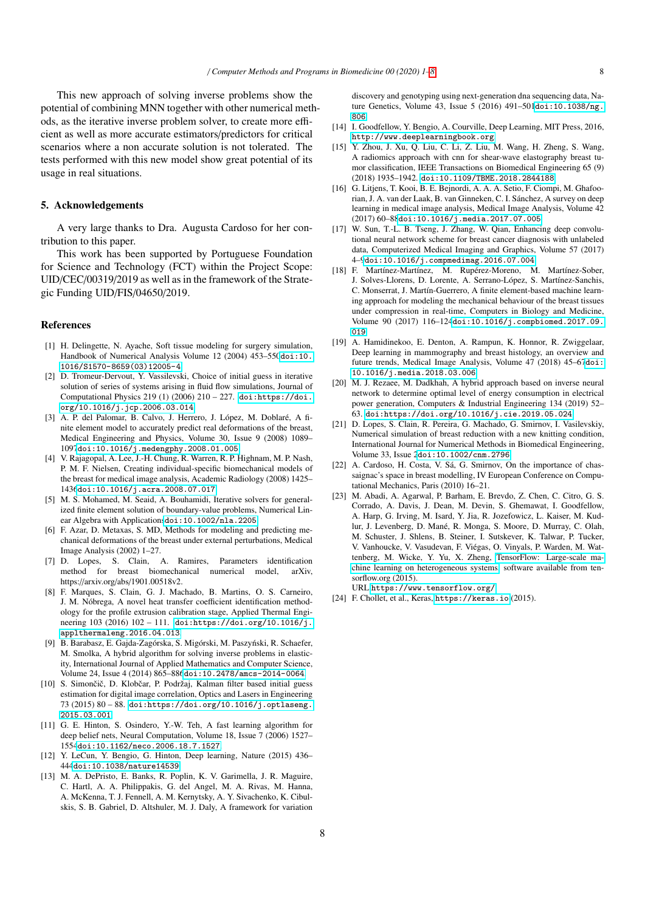This new approach of solving inverse problems show the potential of combining MNN together with other numerical methods, as the iterative inverse problem solver, to create more efficient as well as more accurate estimators/predictors for critical scenarios where a non accurate solution is not tolerated. The tests performed with this new model show great potential of its usage in real situations.

## 5. Acknowledgements

A very large thanks to Dra. Augusta Cardoso for her contribution to this paper.

This work has been supported by Portuguese Foundation for Science and Technology (FCT) within the Project Scope: UID/CEC/00319/2019 as well as in the framework of the Strategic Funding UID/FIS/04650/2019.

## References

[1] H. Delingette, N. Ayache, Soft tissue modeling for surgery simulation, Handbook of Numerical Analysis Volume 12 (2004) 453–550 doi:10.1016/S1570-8659(03)12005-4.

[2] D. Tromeur-Dervout, Y. Vassilevski, Choice of initial guess in iterative solution of series of systems arising in fluid flow simulations, Journal of Computational Physics 219 (1) (2006) 210 – 227. doi:https://doi.org/10.1016/j.jcp.2006.03.014.

[3] A. P. del Palomar, B. Calvo, J. Herrero, J. López, M. Doblaré, A finite element model to accurately predict real deformations of the breast, Medical Engineering and Physics, Volume 30, Issue 9 (2008) 1089–1097 doi:10.1016/j.medengphy.2008.01.005.

[4] V. Rajagopal, A. Lee, J.-H. Chung, R. Warren, R. P. Highnam, M. P. Nash, P. M. F. Nielsen, Creating individual-specific biomechanical models of the breast for medical image analysis, Academic Radiology (2008) 1425–1436 doi:10.1016/j.acra.2008.07.017.

[5] M. S. Mohamed, M. Seaid, A. Bouhamidi, Iterative solvers for generalized finite element solution of boundary-value problems, Numerical Linear Algebra with Applications doi:10.1002/nla.2205.

[6] F. Azar, D. Metaxas, S. MD, Methods for modeling and predicting mechanical deformations of the breast under external perturbations, Medical Image Analysis (2002) 1–27.

[7] D. Lopes, S. Clain, A. Ramires, Parameters identification method for breast biomechanical numerical model, arXiv, https://arxiv.org/abs/1901.00518v2.

[8] F. Marques, S. Clain, G. J. Machado, B. Martins, O. S. Carneiro, J. M. Nóbrega, A novel heat transfer coefficient identification methodology for the profile extrusion calibration stage, Applied Thermal Engineering 103 (2016) 102 – 111. doi:https://doi.org/10.1016/j.applthermaleng.2016.04.013.

[9] B. Barabasz, E. Gajda-Zagórska, S. Migórski, M. Paszyński, R. Schaefer, M. Smolka, A hybrid algorithm for solving inverse problems in elasticity, International Journal of Applied Mathematics and Computer Science, Volume 24, Issue 4 (2014) 865–886 doi:10.2478/amcs-2014-0064.

[10] S. Simončič, D. Klobčar, P. Podržaj, Kalman filter based initial guess estimation for digital image correlation, Optics and Lasers in Engineering 73 (2015) 80 – 88. doi:https://doi.org/10.1016/j.optlaseng.2015.03.001.

[11] G. E. Hinton, S. Osindero, Y.-W. Teh, A fast learning algorithm for deep belief nets, Neural Computation, Volume 18, Issue 7 (2006) 1527–1554 doi:10.1162/neco.2006.18.7.1527.

[12] Y. LeCun, Y. Bengio, G. Hinton, Deep learning, Nature (2015) 436–444 doi:10.1038/nature14539.

[13] M. A. DePristo, E. Banks, R. Poplin, K. V. Garimella, J. R. Maguire, C. Hartl, A. A. Philippakis, G. del Angel, M. A. Rivas, M. Hanna, A. McKenna, T. J. Fennell, A. M. Kernytsky, A. Y. Sivachenko, K. Cibulskis, S. B. Gabriel, D. Altshuler, M. J. Daly, A framework for variation discovery and genotyping using next-generation dna sequencing data, Nature Genetics, Volume 43, Issue 5 (2016) 491–501 doi:10.1038/ng.806.

[14] I. Goodfellow, Y. Bengio, A. Courville, Deep Learning, MIT Press, 2016, http://www.deeplearningbook.org.

[15] Y. Zhou, J. Xu, Q. Liu, C. Li, Z. Liu, M. Wang, H. Zheng, S. Wang, A radiomics approach with cnn for shear-wave elastography breast tumor classification, IEEE Transactions on Biomedical Engineering 65 (9) (2018) 1935–1942. doi:10.1109/TBME.2018.2844188.

[16] G. Litjens, T. Kooi, B. E. Bejnordi, A. A. A. Setio, F. Ciompi, M. Ghafoorian, J. A. van der Laak, B. van Ginneken, C. I. Sánchez, A survey on deep learning in medical image analysis, Medical Image Analysis, Volume 42 (2017) 60–88 doi:10.1016/j.media.2017.07.005.

[17] W. Sun, T.-L. B. Tseng, J. Zhang, W. Qian, Enhancing deep convolutional neural network scheme for breast cancer diagnosis with unlabeled data, Computerized Medical Imaging and Graphics, Volume 57 (2017) 4–9 doi:10.1016/j.compmedimag.2016.07.004.

[18] F. Martínez-Martínez, M. Rupérez-Moreno, M. Martínez-Sober, J. Solves-Llorens, D. Lorente, A. Serrano-López, S. Martínez-Sanchis, C. Monserrat, J. Martín-Guerrero, A finite element-based machine learning approach for modeling the mechanical behaviour of the breast tissues under compression in real-time, Computers in Biology and Medicine, Volume 90 (2017) 116–124 doi:10.1016/j.compbiomed.2017.09.019.

[19] A. Hamidinekoo, E. Denton, A. Rampun, K. Honnor, R. Zwiggelaar, Deep learning in mammography and breast histology, an overview and future trends, Medical Image Analysis, Volume 47 (2018) 45–67 doi:10.1016/j.media.2018.03.006.

[20] M. J. Rezaee, M. Dadkhah, A hybrid approach based on inverse neural network to determine optimal level of energy consumption in electrical power generation, Computers & Industrial Engineering 134 (2019) 52–63. doi:https://doi.org/10.1016/j.cie.2019.05.024.

[21] D. Lopes, S. Clain, R. Pereira, G. Machado, G. Smirnov, I. Vasilevskiy, Numerical simulation of breast reduction with a new knitting condition, International Journal for Numerical Methods in Biomedical Engineering, Volume 33, Issue 2 doi:10.1002/cnm.2796.

[22] A. Cardoso, H. Costa, V. Sá, G. Smirnov, On the importance of chassaignac's space in breast modelling, IV European Conference on Computational Mechanics, Paris (2010) 16–21.

[23] M. Abadi, A. Agarwal, P. Barham, E. Brevdo, Z. Chen, C. Citro, G. S. Corrado, A. Davis, J. Dean, M. Devin, S. Ghemawat, I. Goodfellow, A. Harp, G. Irving, M. Isard, Y. Jia, R. Jozefowicz, L. Kaiser, M. Kudlur, J. Levenberg, D. Mané, R. Monga, S. Moore, D. Murray, C. Olah, M. Schuster, J. Shlens, B. Steiner, I. Sutskever, K. Talwar, P. Tucker, V. Vanhoucke, V. Vasudevan, F. Viégas, O. Vinyals, P. Warden, M. Wattenberg, M. Wicke, Y. Yu, X. Zheng, TensorFlow: Large-scale machine learning on heterogeneous systems, software available from tensorflow.org (2015).
URL https://www.tensorflow.org/

[24] F. Chollet, et al., Keras, https://keras.io (2015).